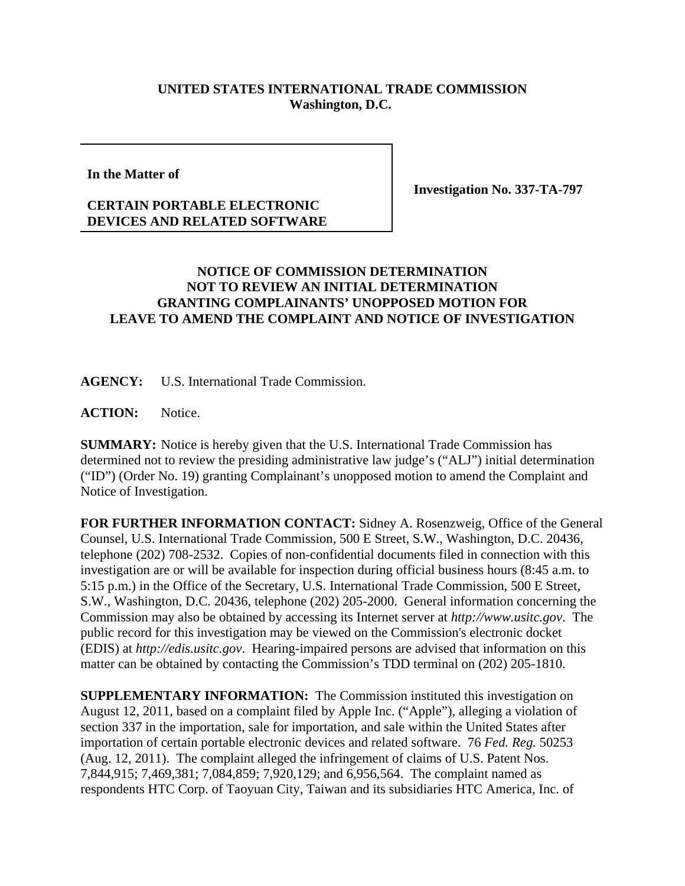**UNITED STATES INTERNATIONAL TRADE COMMISSION**
**Washington, D.C.**

**In the Matter of**

**CERTAIN PORTABLE ELECTRONIC DEVICES AND RELATED SOFTWARE**

**Investigation No. 337-TA-797**

# NOTICE OF COMMISSION DETERMINATION NOT TO REVIEW AN INITIAL DETERMINATION GRANTING COMPLAINANTS' UNOPPOSED MOTION FOR LEAVE TO AMEND THE COMPLAINT AND NOTICE OF INVESTIGATION

**AGENCY:** U.S. International Trade Commission.

**ACTION:** Notice.

**SUMMARY:** Notice is hereby given that the U.S. International Trade Commission has determined not to review the presiding administrative law judge's ("ALJ") initial determination ("ID") (Order No. 19) granting Complainant's unopposed motion to amend the Complaint and Notice of Investigation.

**FOR FURTHER INFORMATION CONTACT:** Sidney A. Rosenzweig, Office of the General Counsel, U.S. International Trade Commission, 500 E Street, S.W., Washington, D.C. 20436, telephone (202) 708-2532. Copies of non-confidential documents filed in connection with this investigation are or will be available for inspection during official business hours (8:45 a.m. to 5:15 p.m.) in the Office of the Secretary, U.S. International Trade Commission, 500 E Street, S.W., Washington, D.C. 20436, telephone (202) 205-2000. General information concerning the Commission may also be obtained by accessing its Internet server at *http://www.usitc.gov*. The public record for this investigation may be viewed on the Commission's electronic docket (EDIS) at *http://edis.usitc.gov*. Hearing-impaired persons are advised that information on this matter can be obtained by contacting the Commission's TDD terminal on (202) 205-1810.

**SUPPLEMENTARY INFORMATION:** The Commission instituted this investigation on August 12, 2011, based on a complaint filed by Apple Inc. ("Apple"), alleging a violation of section 337 in the importation, sale for importation, and sale within the United States after importation of certain portable electronic devices and related software. 76 *Fed. Reg.* 50253 (Aug. 12, 2011). The complaint alleged the infringement of claims of U.S. Patent Nos. 7,844,915; 7,469,381; 7,084,859; 7,920,129; and 6,956,564. The complaint named as respondents HTC Corp. of Taoyuan City, Taiwan and its subsidiaries HTC America, Inc. of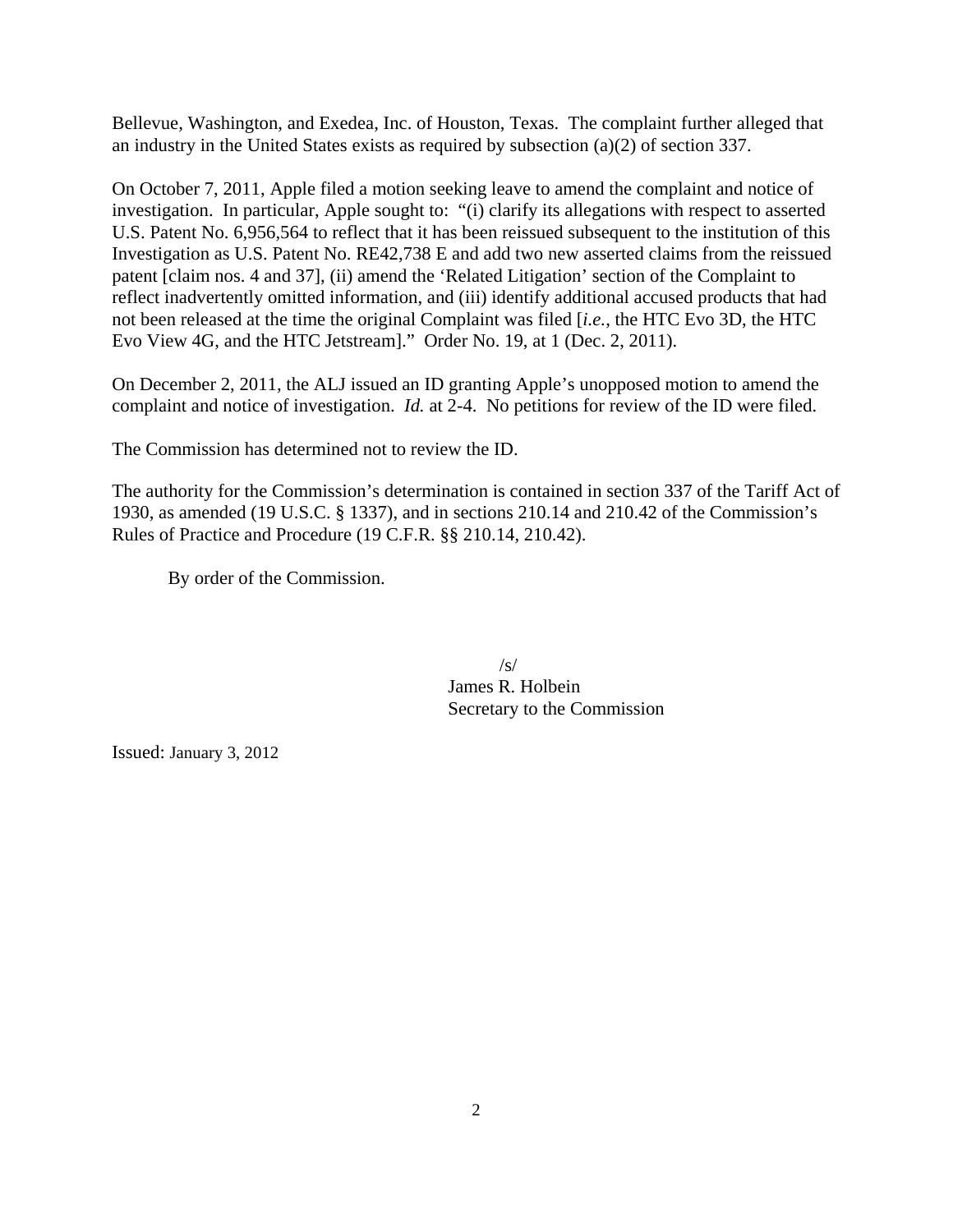Bellevue, Washington, and Exedea, Inc. of Houston, Texas. The complaint further alleged that an industry in the United States exists as required by subsection (a)(2) of section 337.

On October 7, 2011, Apple filed a motion seeking leave to amend the complaint and notice of investigation. In particular, Apple sought to: "(i) clarify its allegations with respect to asserted U.S. Patent No. 6,956,564 to reflect that it has been reissued subsequent to the institution of this Investigation as U.S. Patent No. RE42,738 E and add two new asserted claims from the reissued patent [claim nos. 4 and 37], (ii) amend the 'Related Litigation' section of the Complaint to reflect inadvertently omitted information, and (iii) identify additional accused products that had not been released at the time the original Complaint was filed [*i.e.*, the HTC Evo 3D, the HTC Evo View 4G, and the HTC Jetstream]." Order No. 19, at 1 (Dec. 2, 2011).

On December 2, 2011, the ALJ issued an ID granting Apple's unopposed motion to amend the complaint and notice of investigation. *Id.* at 2-4. No petitions for review of the ID were filed.

The Commission has determined not to review the ID.

The authority for the Commission's determination is contained in section 337 of the Tariff Act of 1930, as amended (19 U.S.C. § 1337), and in sections 210.14 and 210.42 of the Commission's Rules of Practice and Procedure (19 C.F.R. §§ 210.14, 210.42).

By order of the Commission.

/s/
James R. Holbein
Secretary to the Commission

Issued: January 3, 2012